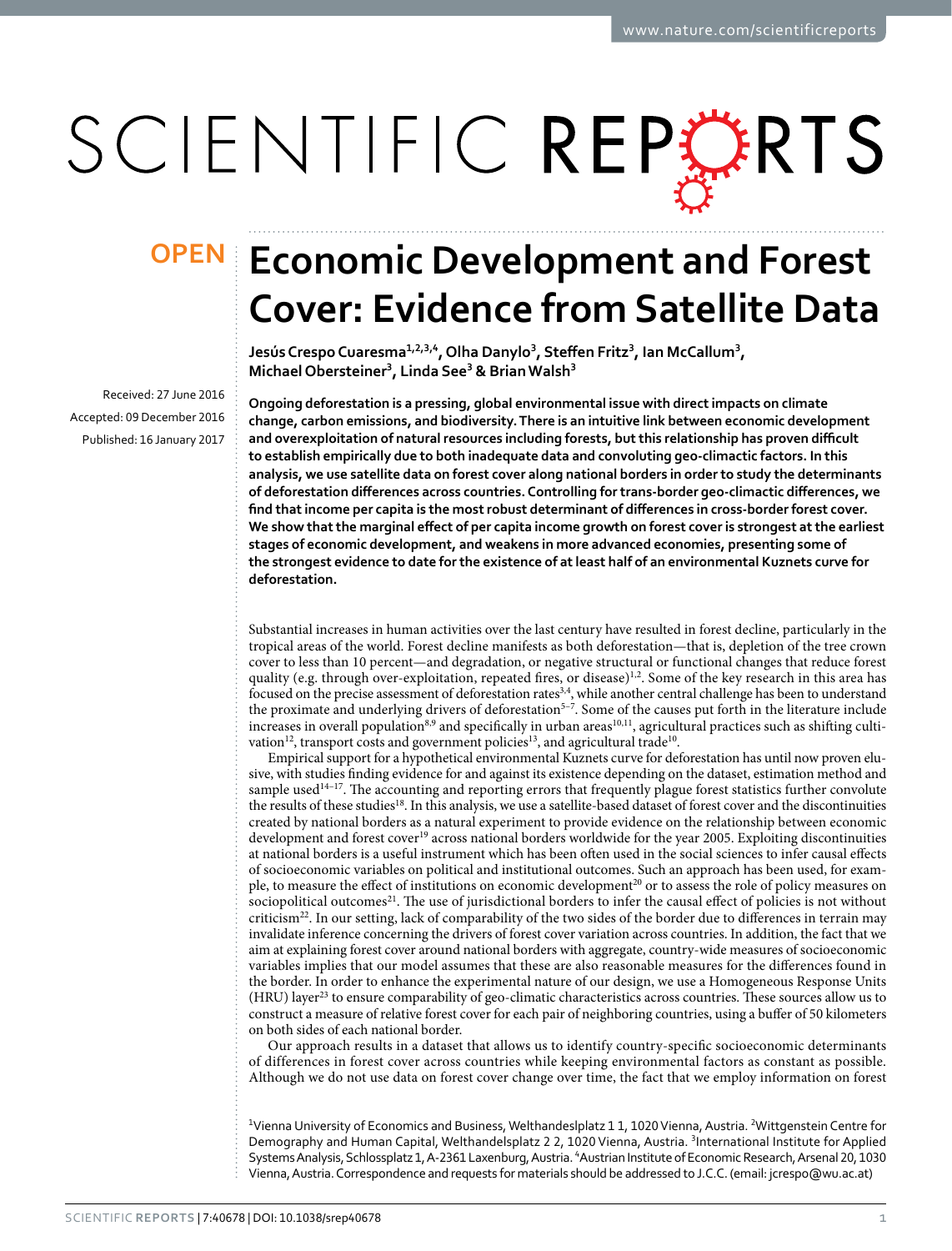# Economic Development and Forest Cover: Evidence from Satellite Data

**Jesús Crespo Cuaresma[1,2,3,4], Olha Danylo[3], Steffen Fritz[3], Ian McCallum[3], Michael Obersteiner[3], Linda See[3] & Brian Walsh[3]**

Received: 27 June 2016
Accepted: 09 December 2016
Published: 16 January 2017

**Ongoing deforestation is a pressing, global environmental issue with direct impacts on climate change, carbon emissions, and biodiversity. There is an intuitive link between economic development and overexploitation of natural resources including forests, but this relationship has proven difficult to establish empirically due to both inadequate data and convoluting geo-climactic factors. In this analysis, we use satellite data on forest cover along national borders in order to study the determinants of deforestation differences across countries. Controlling for trans-border geo-climactic differences, we find that income per capita is the most robust determinant of differences in cross-border forest cover. We show that the marginal effect of per capita income growth on forest cover is strongest at the earliest stages of economic development, and weakens in more advanced economies, presenting some of the strongest evidence to date for the existence of at least half of an environmental Kuznets curve for deforestation.**

Substantial increases in human activities over the last century have resulted in forest decline, particularly in the tropical areas of the world. Forest decline manifests as both deforestation—that is, depletion of the tree crown cover to less than 10 percent—and degradation, or negative structural or functional changes that reduce forest quality (e.g. through over-exploitation, repeated fires, or disease)[1,2]. Some of the key research in this area has focused on the precise assessment of deforestation rates[3,4], while another central challenge has been to understand the proximate and underlying drivers of deforestation[5–7]. Some of the causes put forth in the literature include increases in overall population[8,9] and specifically in urban areas[10,11], agricultural practices such as shifting cultivation[12], transport costs and government policies[13], and agricultural trade[10].

Empirical support for a hypothetical environmental Kuznets curve for deforestation has until now proven elusive, with studies finding evidence for and against its existence depending on the dataset, estimation method and sample used[14–17]. The accounting and reporting errors that frequently plague forest statistics further convolute the results of these studies[18]. In this analysis, we use a satellite-based dataset of forest cover and the discontinuities created by national borders as a natural experiment to provide evidence on the relationship between economic development and forest cover[19] across national borders worldwide for the year 2005. Exploiting discontinuities at national borders is a useful instrument which has been often used in the social sciences to infer causal effects of socioeconomic variables on political and institutional outcomes. Such an approach has been used, for example, to measure the effect of institutions on economic development[20] or to assess the role of policy measures on sociopolitical outcomes[21]. The use of jurisdictional borders to infer the causal effect of policies is not without criticism[22]. In our setting, lack of comparability of the two sides of the border due to differences in terrain may invalidate inference concerning the drivers of forest cover variation across countries. In addition, the fact that we aim at explaining forest cover around national borders with aggregate, country-wide measures of socioeconomic variables implies that our model assumes that these are also reasonable measures for the differences found in the border. In order to enhance the experimental nature of our design, we use a Homogeneous Response Units (HRU) layer[23] to ensure comparability of geo-climatic characteristics across countries. These sources allow us to construct a measure of relative forest cover for each pair of neighboring countries, using a buffer of 50 kilometers on both sides of each national border.

Our approach results in a dataset that allows us to identify country-specific socioeconomic determinants of differences in forest cover across countries while keeping environmental factors as constant as possible. Although we do not use data on forest cover change over time, the fact that we employ information on forest

[1]Vienna University of Economics and Business, Welthandeslplatz 1 1, 1020 Vienna, Austria. [2]Wittgenstein Centre for Demography and Human Capital, Welthandelsplatz 2 2, 1020 Vienna, Austria. [3]International Institute for Applied Systems Analysis, Schlossplatz 1, A-2361 Laxenburg, Austria. [4]Austrian Institute of Economic Research, Arsenal 20, 1030 Vienna, Austria. Correspondence and requests for materials should be addressed to J.C.C. (email: jcrespo@wu.ac.at)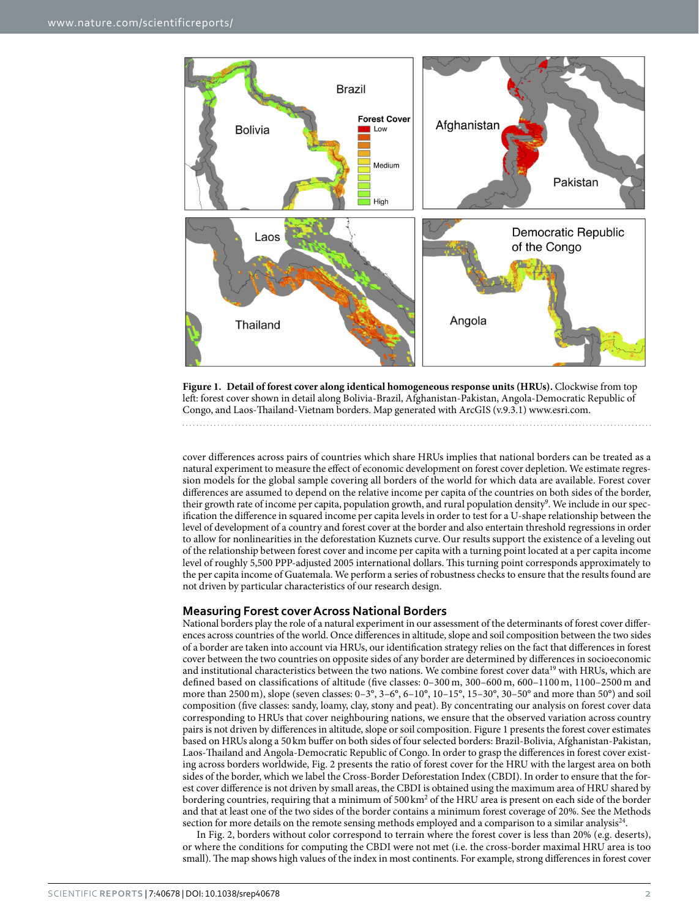**Figure 1. Detail of forest cover along identical homogeneous response units (HRUs).** Clockwise from top left: forest cover shown in detail along Bolivia-Brazil, Afghanistan-Pakistan, Angola-Democratic Republic of Congo, and Laos-Thailand-Vietnam borders. Map generated with ArcGIS (v.9.3.1) www.esri.com.

cover differences across pairs of countries which share HRUs implies that national borders can be treated as a natural experiment to measure the effect of economic development on forest cover depletion. We estimate regression models for the global sample covering all borders of the world for which data are available. Forest cover differences are assumed to depend on the relative income per capita of the countries on both sides of the border, their growth rate of income per capita, population growth, and rural population density[9]. We include in our specification the difference in squared income per capita levels in order to test for a U-shape relationship between the level of development of a country and forest cover at the border and also entertain threshold regressions in order to allow for nonlinearities in the deforestation Kuznets curve. Our results support the existence of a leveling out of the relationship between forest cover and income per capita with a turning point located at a per capita income level of roughly 5,500 PPP-adjusted 2005 international dollars. This turning point corresponds approximately to the per capita income of Guatemala. We perform a series of robustness checks to ensure that the results found are not driven by particular characteristics of our research design.

## Measuring Forest cover Across National Borders

National borders play the role of a natural experiment in our assessment of the determinants of forest cover differences across countries of the world. Once differences in altitude, slope and soil composition between the two sides of a border are taken into account via HRUs, our identification strategy relies on the fact that differences in forest cover between the two countries on opposite sides of any border are determined by differences in socioeconomic and institutional characteristics between the two nations. We combine forest cover data[19] with HRUs, which are defined based on classifications of altitude (five classes: 0–300 m, 300–600 m, 600–1100 m, 1100–2500 m and more than 2500 m), slope (seven classes: 0–3°, 3–6°, 6–10°, 10–15°, 15–30°, 30–50° and more than 50°) and soil composition (five classes: sandy, loamy, clay, stony and peat). By concentrating our analysis on forest cover data corresponding to HRUs that cover neighbouring nations, we ensure that the observed variation across country pairs is not driven by differences in altitude, slope or soil composition. Figure 1 presents the forest cover estimates based on HRUs along a 50 km buffer on both sides of four selected borders: Brazil-Bolivia, Afghanistan-Pakistan, Laos-Thailand and Angola-Democratic Republic of Congo. In order to grasp the differences in forest cover existing across borders worldwide, Fig. 2 presents the ratio of forest cover for the HRU with the largest area on both sides of the border, which we label the Cross-Border Deforestation Index (CBDI). In order to ensure that the forest cover difference is not driven by small areas, the CBDI is obtained using the maximum area of HRU shared by bordering countries, requiring that a minimum of 500 km$^2$ of the HRU area is present on each side of the border and that at least one of the two sides of the border contains a minimum forest coverage of 20%. See the Methods section for more details on the remote sensing methods employed and a comparison to a similar analysis[24].

In Fig. 2, borders without color correspond to terrain where the forest cover is less than 20% (e.g. deserts), or where the conditions for computing the CBDI were not met (i.e. the cross-border maximal HRU area is too small). The map shows high values of the index in most continents. For example, strong differences in forest cover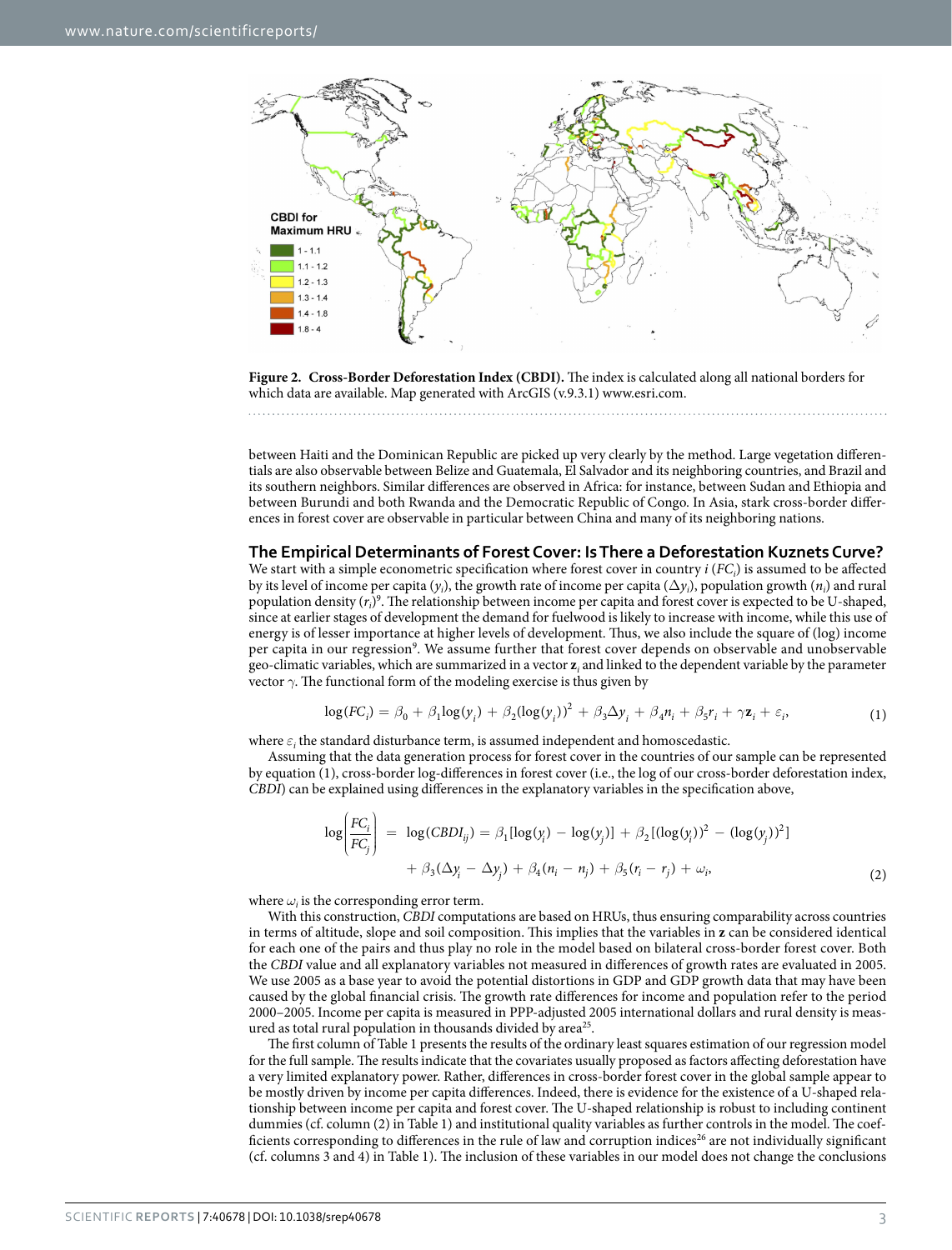**Figure 2. Cross-Border Deforestation Index (CBDI).** The index is calculated along all national borders for which data are available. Map generated with ArcGIS (v.9.3.1) www.esri.com.

between Haiti and the Dominican Republic are picked up very clearly by the method. Large vegetation differentials are also observable between Belize and Guatemala, El Salvador and its neighboring countries, and Brazil and its southern neighbors. Similar differences are observed in Africa: for instance, between Sudan and Ethiopia and between Burundi and both Rwanda and the Democratic Republic of Congo. In Asia, stark cross-border differences in forest cover are observable in particular between China and many of its neighboring nations.

## The Empirical Determinants of Forest Cover: Is There a Deforestation Kuznets Curve?

We start with a simple econometric specification where forest cover in country $i$ ($FC_i$) is assumed to be affected by its level of income per capita ($y_i$), the growth rate of income per capita ($\Delta y_i$), population growth ($n_i$) and rural population density ($r_i$)[9]. The relationship between income per capita and forest cover is expected to be U-shaped, since at earlier stages of development the demand for fuelwood is likely to increase with income, while this use of energy is of lesser importance at higher levels of development. Thus, we also include the square of (log) income per capita in our regression[9]. We assume further that forest cover depends on observable and unobservable geo-climatic variables, which are summarized in a vector $\mathbf{z}_i$ and linked to the dependent variable by the parameter vector $\gamma$. The functional form of the modeling exercise is thus given by

$$\log(FC_i) = \beta_0 + \beta_1 \log(y_i) + \beta_2 (\log(y_i))^2 + \beta_3 \Delta y_i + \beta_4 n_i + \beta_5 r_i + \gamma \mathbf{z}_i + \varepsilon_i, \tag{1}$$

where $\varepsilon_i$ the standard disturbance term, is assumed independent and homoscedastic.

Assuming that the data generation process for forest cover in the countries of our sample can be represented by equation (1), cross-border log-differences in forest cover (i.e., the log of our cross-border deforestation index, *CBDI*) can be explained using differences in the explanatory variables in the specification above,

$$\log\left(\frac{FC_i}{FC_j}\right) = \log(CBDI_{ij}) = \beta_1[\log(y_i) - \log(y_j)] + \beta_2[(\log(y_i))^2 - (\log(y_j))^2] + \beta_3(\Delta y_i - \Delta y_j) + \beta_4(n_i - n_j) + \beta_5(r_i - r_j) + \omega_i, \tag{2}$$

where $\omega_i$ is the corresponding error term.

With this construction, *CBDI* computations are based on HRUs, thus ensuring comparability across countries in terms of altitude, slope and soil composition. This implies that the variables in $\mathbf{z}$ can be considered identical for each one of the pairs and thus play no role in the model based on bilateral cross-border forest cover. Both the *CBDI* value and all explanatory variables not measured in differences of growth rates are evaluated in 2005. We use 2005 as a base year to avoid the potential distortions in GDP and GDP growth data that may have been caused by the global financial crisis. The growth rate differences for income and population refer to the period 2000–2005. Income per capita is measured in PPP-adjusted 2005 international dollars and rural density is measured as total rural population in thousands divided by area[25].

The first column of Table 1 presents the results of the ordinary least squares estimation of our regression model for the full sample. The results indicate that the covariates usually proposed as factors affecting deforestation have a very limited explanatory power. Rather, differences in cross-border forest cover in the global sample appear to be mostly driven by income per capita differences. Indeed, there is evidence for the existence of a U-shaped relationship between income per capita and forest cover. The U-shaped relationship is robust to including continent dummies (cf. column (2) in Table 1) and institutional quality variables as further controls in the model. The coefficients corresponding to differences in the rule of law and corruption indices[26] are not individually significant (cf. columns 3 and 4) in Table 1). The inclusion of these variables in our model does not change the conclusions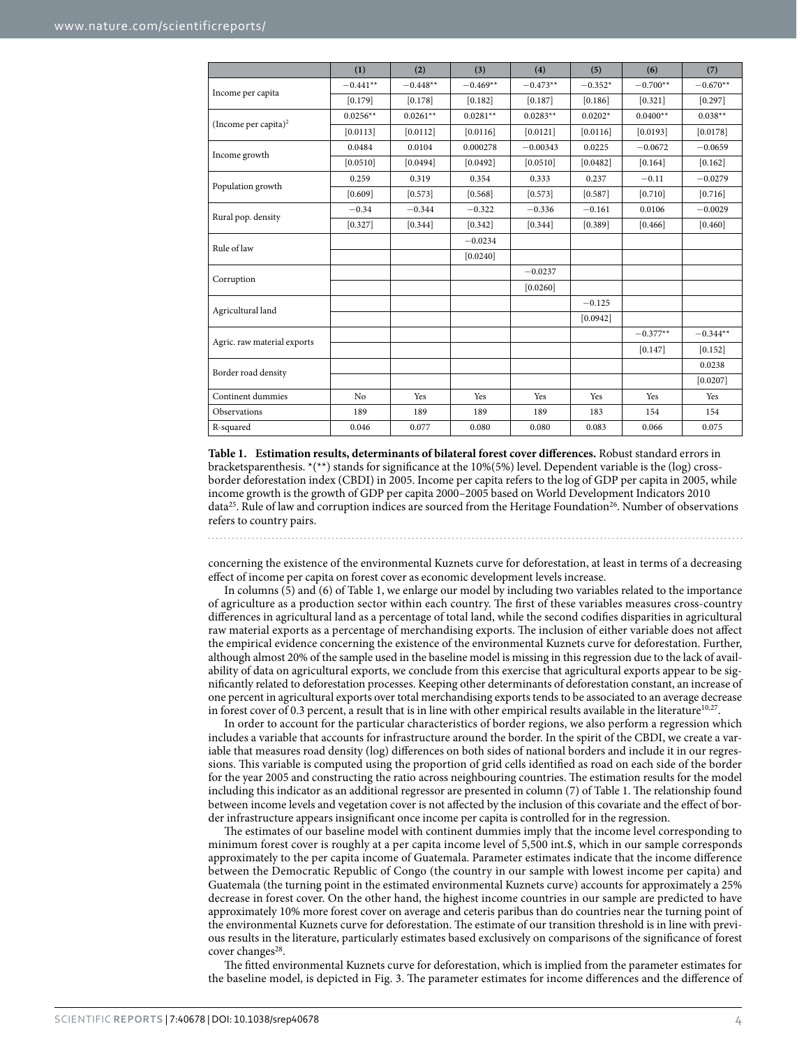| | (1) | (2) | (3) | (4) | (5) | (6) | (7) |
|---|---|---|---|---|---|---|---|
| Income per capita | −0.441** | −0.448** | −0.469** | −0.473** | −0.352* | −0.700** | −0.670** |
| | [0.179] | [0.178] | [0.182] | [0.187] | [0.186] | [0.321] | [0.297] |
| (Income per capita)$^2$ | 0.0256** | 0.0261** | 0.0281** | 0.0283** | 0.0202* | 0.0400** | 0.038** |
| | [0.0113] | [0.0112] | [0.0116] | [0.0121] | [0.0116] | [0.0193] | [0.0178] |
| Income growth | 0.0484 | 0.0104 | 0.000278 | −0.00343 | 0.0225 | −0.0672 | −0.0659 |
| | [0.0510] | [0.0494] | [0.0492] | [0.0510] | [0.0482] | [0.164] | [0.162] |
| Population growth | 0.259 | 0.319 | 0.354 | 0.333 | 0.237 | −0.11 | −0.0279 |
| | [0.609] | [0.573] | [0.568] | [0.573] | [0.587] | [0.710] | [0.716] |
| Rural pop. density | −0.34 | −0.344 | −0.322 | −0.336 | −0.161 | 0.0106 | −0.0029 |
| | [0.327] | [0.344] | [0.342] | [0.344] | [0.389] | [0.466] | [0.460] |
| Rule of law | | | −0.0234 | | | | |
| | | | [0.0240] | | | | |
| Corruption | | | | −0.0237 | | | |
| | | | | [0.0260] | | | |
| Agricultural land | | | | | −0.125 | | |
| | | | | | [0.0942] | | |
| Agric. raw material exports | | | | | | −0.377** | −0.344** |
| | | | | | | [0.147] | [0.152] |
| Border road density | | | | | | | 0.0238 |
| | | | | | | | [0.0207] |
| Continent dummies | No | Yes | Yes | Yes | Yes | Yes | Yes |
| Observations | 189 | 189 | 189 | 189 | 183 | 154 | 154 |
| R-squared | 0.046 | 0.077 | 0.080 | 0.080 | 0.083 | 0.066 | 0.075 |

**Table 1. Estimation results, determinants of bilateral forest cover differences.** Robust standard errors in bracketsparenthesis. *(**) stands for significance at the 10%(5%) level. Dependent variable is the (log) cross-border deforestation index (CBDI) in 2005. Income per capita refers to the log of GDP per capita in 2005, while income growth is the growth of GDP per capita 2000–2005 based on World Development Indicators 2010 data[25]. Rule of law and corruption indices are sourced from the Heritage Foundation[26]. Number of observations refers to country pairs.

concerning the existence of the environmental Kuznets curve for deforestation, at least in terms of a decreasing effect of income per capita on forest cover as economic development levels increase.

In columns (5) and (6) of Table 1, we enlarge our model by including two variables related to the importance of agriculture as a production sector within each country. The first of these variables measures cross-country differences in agricultural land as a percentage of total land, while the second codifies disparities in agricultural raw material exports as a percentage of merchandising exports. The inclusion of either variable does not affect the empirical evidence concerning the existence of the environmental Kuznets curve for deforestation. Further, although almost 20% of the sample used in the baseline model is missing in this regression due to the lack of availability of data on agricultural exports, we conclude from this exercise that agricultural exports appear to be significantly related to deforestation processes. Keeping other determinants of deforestation constant, an increase of one percent in agricultural exports over total merchandising exports tends to be associated to an average decrease in forest cover of 0.3 percent, a result that is in line with other empirical results available in the literature[10,27].

In order to account for the particular characteristics of border regions, we also perform a regression which includes a variable that accounts for infrastructure around the border. In the spirit of the CBDI, we create a variable that measures road density (log) differences on both sides of national borders and include it in our regressions. This variable is computed using the proportion of grid cells identified as road on each side of the border for the year 2005 and constructing the ratio across neighbouring countries. The estimation results for the model including this indicator as an additional regressor are presented in column (7) of Table 1. The relationship found between income levels and vegetation cover is not affected by the inclusion of this covariate and the effect of border infrastructure appears insignificant once income per capita is controlled for in the regression.

The estimates of our baseline model with continent dummies imply that the income level corresponding to minimum forest cover is roughly at a per capita income level of 5,500 int.$, which in our sample corresponds approximately to the per capita income of Guatemala. Parameter estimates indicate that the income difference between the Democratic Republic of Congo (the country in our sample with lowest income per capita) and Guatemala (the turning point in the estimated environmental Kuznets curve) accounts for approximately a 25% decrease in forest cover. On the other hand, the highest income countries in our sample are predicted to have approximately 10% more forest cover on average and ceteris paribus than do countries near the turning point of the environmental Kuznets curve for deforestation. The estimate of our transition threshold is in line with previous results in the literature, particularly estimates based exclusively on comparisons of the significance of forest cover changes[28].

The fitted environmental Kuznets curve for deforestation, which is implied from the parameter estimates for the baseline model, is depicted in Fig. 3. The parameter estimates for income differences and the difference of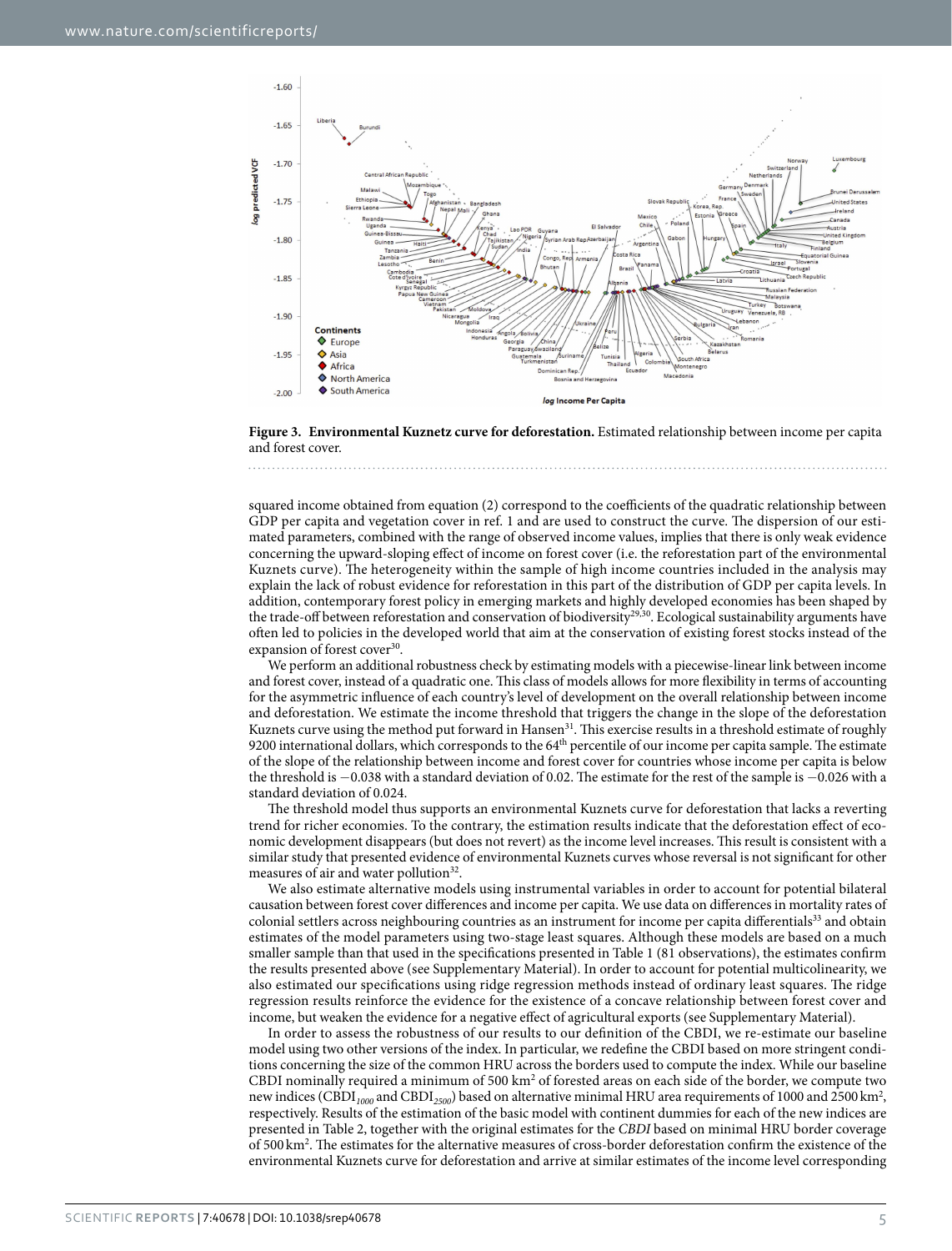**Figure 3. Environmental Kuznetz curve for deforestation.** Estimated relationship between income per capita and forest cover.

squared income obtained from equation (2) correspond to the coefficients of the quadratic relationship between GDP per capita and vegetation cover in ref. 1 and are used to construct the curve. The dispersion of our estimated parameters, combined with the range of observed income values, implies that there is only weak evidence concerning the upward-sloping effect of income on forest cover (i.e. the reforestation part of the environmental Kuznets curve). The heterogeneity within the sample of high income countries included in the analysis may explain the lack of robust evidence for reforestation in this part of the distribution of GDP per capita levels. In addition, contemporary forest policy in emerging markets and highly developed economies has been shaped by the trade-off between reforestation and conservation of biodiversity[29,30]. Ecological sustainability arguments have often led to policies in the developed world that aim at the conservation of existing forest stocks instead of the expansion of forest cover[30].

We perform an additional robustness check by estimating models with a piecewise-linear link between income and forest cover, instead of a quadratic one. This class of models allows for more flexibility in terms of accounting for the asymmetric influence of each country's level of development on the overall relationship between income and deforestation. We estimate the income threshold that triggers the change in the slope of the deforestation Kuznets curve using the method put forward in Hansen[31]. This exercise results in a threshold estimate of roughly 9200 international dollars, which corresponds to the 64th percentile of our income per capita sample. The estimate of the slope of the relationship between income and forest cover for countries whose income per capita is below the threshold is −0.038 with a standard deviation of 0.02. The estimate for the rest of the sample is −0.026 with a standard deviation of 0.024.

The threshold model thus supports an environmental Kuznets curve for deforestation that lacks a reverting trend for richer economies. To the contrary, the estimation results indicate that the deforestation effect of economic development disappears (but does not revert) as the income level increases. This result is consistent with a similar study that presented evidence of environmental Kuznets curves whose reversal is not significant for other measures of air and water pollution[32].

We also estimate alternative models using instrumental variables in order to account for potential bilateral causation between forest cover differences and income per capita. We use data on differences in mortality rates of colonial settlers across neighbouring countries as an instrument for income per capita differentials[33] and obtain estimates of the model parameters using two-stage least squares. Although these models are based on a much smaller sample than that used in the specifications presented in Table 1 (81 observations), the estimates confirm the results presented above (see Supplementary Material). In order to account for potential multicolinearity, we also estimated our specifications using ridge regression methods instead of ordinary least squares. The ridge regression results reinforce the evidence for the existence of a concave relationship between forest cover and income, but weaken the evidence for a negative effect of agricultural exports (see Supplementary Material).

In order to assess the robustness of our results to our definition of the CBDI, we re-estimate our baseline model using two other versions of the index. In particular, we redefine the CBDI based on more stringent conditions concerning the size of the common HRU across the borders used to compute the index. While our baseline CBDI nominally required a minimum of 500 km$^2$ of forested areas on each side of the border, we compute two new indices ($CBDI_{1000}$ and $CBDI_{2500}$) based on alternative minimal HRU area requirements of 1000 and 2500 km$^2$, respectively. Results of the estimation of the basic model with continent dummies for each of the new indices are presented in Table 2, together with the original estimates for the *CBDI* based on minimal HRU border coverage of 500 km$^2$. The estimates for the alternative measures of cross-border deforestation confirm the existence of the environmental Kuznets curve for deforestation and arrive at similar estimates of the income level corresponding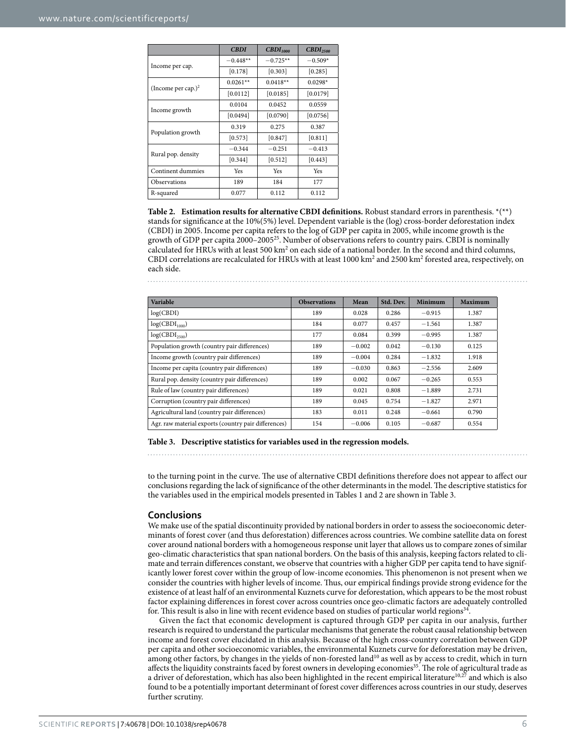| | *CBDI* | *CBDI₁₀₀₀* | *CBDI₂₅₀₀* |
|---|---|---|---|
| Income per cap. | −0.448** | −0.725** | −0.509* |
| | [0.178] | [0.303] | [0.285] |
| (Income per cap.)$^2$ | 0.0261** | 0.0418** | 0.0298* |
| | [0.0112] | [0.0185] | [0.0179] |
| Income growth | 0.0104 | 0.0452 | 0.0559 |
| | [0.0494] | [0.0790] | [0.0756] |
| Population growth | 0.319 | 0.275 | 0.387 |
| | [0.573] | [0.847] | [0.811] |
| Rural pop. density | −0.344 | −0.251 | −0.413 |
| | [0.344] | [0.512] | [0.443] |
| Continent dummies | Yes | Yes | Yes |
| Observations | 189 | 184 | 177 |
| R-squared | 0.077 | 0.112 | 0.112 |

**Table 2. Estimation results for alternative CBDI definitions.** Robust standard errors in parenthesis. *(**) stands for significance at the 10%(5%) level. Dependent variable is the (log) cross-border deforestation index (CBDI) in 2005. Income per capita refers to the log of GDP per capita in 2005, while income growth is the growth of GDP per capita 2000–2005[25]. Number of observations refers to country pairs. CBDI is nominally calculated for HRUs with at least 500 km$^2$ on each side of a national border. In the second and third columns, CBDI correlations are recalculated for HRUs with at least 1000 km$^2$ and 2500 km$^2$ forested area, respectively, on each side.

| Variable | Observations | Mean | Std. Dev. | Minimum | Maximum |
|---|---|---|---|---|---|
| log(CBDI) | 189 | 0.028 | 0.286 | −0.915 | 1.387 |
| log($CBDI_{1000}$) | 184 | 0.077 | 0.457 | −1.561 | 1.387 |
| log($CBDI_{2500}$) | 177 | 0.084 | 0.399 | −0.995 | 1.387 |
| Population growth (country pair differences) | 189 | −0.002 | 0.042 | −0.130 | 0.125 |
| Income growth (country pair differences) | 189 | −0.004 | 0.284 | −1.832 | 1.918 |
| Income per capita (country pair differences) | 189 | −0.030 | 0.863 | −2.556 | 2.609 |
| Rural pop. density (country pair differences) | 189 | 0.002 | 0.067 | −0.265 | 0.553 |
| Rule of law (country pair differences) | 189 | 0.021 | 0.808 | −1.889 | 2.731 |
| Corruption (country pair differences) | 189 | 0.045 | 0.754 | −1.827 | 2.971 |
| Agricultural land (country pair differences) | 183 | 0.011 | 0.248 | −0.661 | 0.790 |
| Agr. raw material exports (country pair differences) | 154 | −0.006 | 0.105 | −0.687 | 0.554 |

**Table 3. Descriptive statistics for variables used in the regression models.**

to the turning point in the curve. The use of alternative CBDI definitions therefore does not appear to affect our conclusions regarding the lack of significance of the other determinants in the model. The descriptive statistics for the variables used in the empirical models presented in Tables 1 and 2 are shown in Table 3.

## Conclusions

We make use of the spatial discontinuity provided by national borders in order to assess the socioeconomic determinants of forest cover (and thus deforestation) differences across countries. We combine satellite data on forest cover around national borders with a homogeneous response unit layer that allows us to compare zones of similar geo-climatic characteristics that span national borders. On the basis of this analysis, keeping factors related to climate and terrain differences constant, we observe that countries with a higher GDP per capita tend to have significantly lower forest cover within the group of low-income economies. This phenomenon is not present when we consider the countries with higher levels of income. Thus, our empirical findings provide strong evidence for the existence of at least half of an environmental Kuznets curve for deforestation, which appears to be the most robust factor explaining differences in forest cover across countries once geo-climatic factors are adequately controlled for. This result is also in line with recent evidence based on studies of particular world regions[34].

Given the fact that economic development is captured through GDP per capita in our analysis, further research is required to understand the particular mechanisms that generate the robust causal relationship between income and forest cover elucidated in this analysis. Because of the high cross-country correlation between GDP per capita and other socioeconomic variables, the environmental Kuznets curve for deforestation may be driven, among other factors, by changes in the yields of non-forested land[10] as well as by access to credit, which in turn affects the liquidity constraints faced by forest owners in developing economies[35]. The role of agricultural trade as a driver of deforestation, which has also been highlighted in the recent empirical literature[10,27] and which is also found to be a potentially important determinant of forest cover differences across countries in our study, deserves further scrutiny.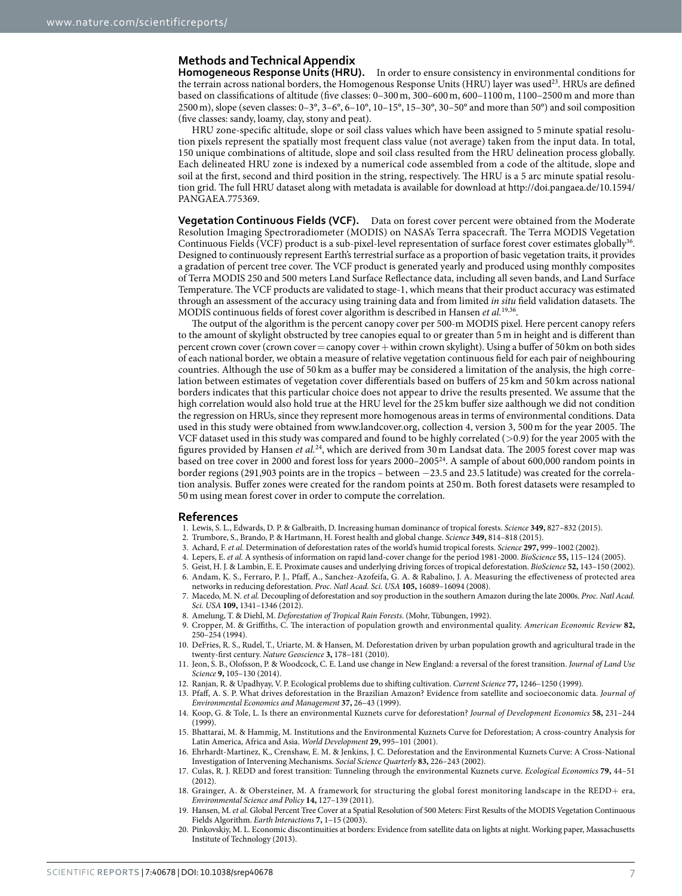## Methods and Technical Appendix

**Homogeneous Response Units (HRU).** In order to ensure consistency in environmental conditions for the terrain across national borders, the Homogenous Response Units (HRU) layer was used[23]. HRUs are defined based on classifications of altitude (five classes: 0–300 m, 300–600 m, 600–1100 m, 1100–2500 m and more than 2500 m), slope (seven classes: 0–3°, 3–6°, 6–10°, 10–15°, 15–30°, 30–50° and more than 50°) and soil composition (five classes: sandy, loamy, clay, stony and peat).

HRU zone-specific altitude, slope or soil class values which have been assigned to 5 minute spatial resolution pixels represent the spatially most frequent class value (not average) taken from the input data. In total, 150 unique combinations of altitude, slope and soil class resulted from the HRU delineation process globally. Each delineated HRU zone is indexed by a numerical code assembled from a code of the altitude, slope and soil at the first, second and third position in the string, respectively. The HRU is a 5 arc minute spatial resolution grid. The full HRU dataset along with metadata is available for download at http://doi.pangaea.de/10.1594/PANGAEA.775369.

**Vegetation Continuous Fields (VCF).** Data on forest cover percent were obtained from the Moderate Resolution Imaging Spectroradiometer (MODIS) on NASA's Terra spacecraft. The Terra MODIS Vegetation Continuous Fields (VCF) product is a sub-pixel-level representation of surface forest cover estimates globally[36]. Designed to continuously represent Earth's terrestrial surface as a proportion of basic vegetation traits, it provides a gradation of percent tree cover. The VCF product is generated yearly and produced using monthly composites of Terra MODIS 250 and 500 meters Land Surface Reflectance data, including all seven bands, and Land Surface Temperature. The VCF products are validated to stage-1, which means that their product accuracy was estimated through an assessment of the accuracy using training data and from limited *in situ* field validation datasets. The MODIS continuous fields of forest cover algorithm is described in Hansen *et al.*[19,36].

The output of the algorithm is the percent canopy cover per 500-m MODIS pixel. Here percent canopy refers to the amount of skylight obstructed by tree canopies equal to or greater than 5 m in height and is different than percent crown cover (crown cover = canopy cover + within crown skylight). Using a buffer of 50 km on both sides of each national border, we obtain a measure of relative vegetation continuous field for each pair of neighbouring countries. Although the use of 50 km as a buffer may be considered a limitation of the analysis, the high correlation between estimates of vegetation cover differentials based on buffers of 25 km and 50 km across national borders indicates that this particular choice does not appear to drive the results presented. We assume that the high correlation would also hold true at the HRU level for the 25 km buffer size aalthough we did not condition the regression on HRUs, since they represent more homogenous areas in terms of environmental conditions. Data used in this study were obtained from www.landcover.org, collection 4, version 3, 500 m for the year 2005. The VCF dataset used in this study was compared and found to be highly correlated (>0.9) for the year 2005 with the figures provided by Hansen *et al.*[24], which are derived from 30 m Landsat data. The 2005 forest cover map was based on tree cover in 2000 and forest loss for years 2000–2005[24]. A sample of about 600,000 random points in border regions (291,903 points are in the tropics – between −23.5 and 23.5 latitude) was created for the correlation analysis. Buffer zones were created for the random points at 250 m. Both forest datasets were resampled to 50 m using mean forest cover in order to compute the correlation.

## References

1. Lewis, S. L., Edwards, D. P. & Galbraith, D. Increasing human dominance of tropical forests. *Science* **349,** 827–832 (2015).
2. Trumbore, S., Brando, P. & Hartmann, H. Forest health and global change. *Science* **349,** 814–818 (2015).
3. Achard, F. *et al.* Determination of deforestation rates of the world's humid tropical forests. *Science* **297,** 999–1002 (2002).
4. Lepers, E. *et al.* A synthesis of information on rapid land-cover change for the period 1981-2000. *BioScience* **55,** 115–124 (2005).
5. Geist, H. J. & Lambin, E. E. Proximate causes and underlying driving forces of tropical deforestation. *BioScience* **52,** 143–150 (2002).
6. Andam, K. S., Ferraro, P. J., Pfaff, A., Sanchez-Azofeifa, G. A. & Rabalino, J. A. Measuring the effectiveness of protected area networks in reducing deforestation. *Proc. Natl Acad. Sci. USA* **105,** 16089–16094 (2008).
7. Macedo, M. N. *et al.* Decoupling of deforestation and soy production in the southern Amazon during the late 2000s. *Proc. Natl Acad. Sci. USA* **109,** 1341–1346 (2012).
8. Amelung, T. & Diehl, M. *Deforestation of Tropical Rain Forests*. (Mohr, Tübungen, 1992).
9. Cropper, M. & Griffiths, C. The interaction of population growth and environmental quality. *American Economic Review* **82,** 250–254 (1994).
10. DeFries, R. S., Rudel, T., Uriarte, M. & Hansen, M. Deforestation driven by urban population growth and agricultural trade in the twenty-first century. *Nature Geoscience* **3,** 178–181 (2010).
11. Jeon, S. B., Olofsson, P. & Woodcock, C. E. Land use change in New England: a reversal of the forest transition. *Journal of Land Use Science* **9,** 105–130 (2014).
12. Ranjan, R. & Upadhyay, V. P. Ecological problems due to shifting cultivation. *Current Science* **77,** 1246–1250 (1999).
13. Pfaff, A. S. P. What drives deforestation in the Brazilian Amazon? Evidence from satellite and socioeconomic data. *Journal of Environmental Economics and Management* **37,** 26–43 (1999).
14. Koop, G. & Tole, L. Is there an environmental Kuznets curve for deforestation? *Journal of Development Economics* **58,** 231–244 (1999).
15. Bhattarai, M. & Hammig, M. Institutions and the Environmental Kuznets Curve for Deforestation; A cross-country Analysis for Latin America, Africa and Asia. *World Development* **29,** 995–101 (2001).
16. Ehrhardt-Martinez, K., Crenshaw, E. M. & Jenkins, J. C. Deforestation and the Environmental Kuznets Curve: A Cross-National Investigation of Intervening Mechanisms. *Social Science Quarterly* **83,** 226–243 (2002).
17. Culas, R. J. REDD and forest transition: Tunneling through the environmental Kuznets curve. *Ecological Economics* **79,** 44–51 (2012).
18. Grainger, A. & Obersteiner, M. A framework for structuring the global forest monitoring landscape in the REDD+ era, *Environmental Science and Policy* **14,** 127–139 (2011).
19. Hansen, M. *et al.* Global Percent Tree Cover at a Spatial Resolution of 500 Meters: First Results of the MODIS Vegetation Continuous Fields Algorithm. *Earth Interactions* **7,** 1–15 (2003).
20. Pinkovskiy, M. L. Economic discontinuities at borders: Evidence from satellite data on lights at night. Working paper, Massachusetts Institute of Technology (2013).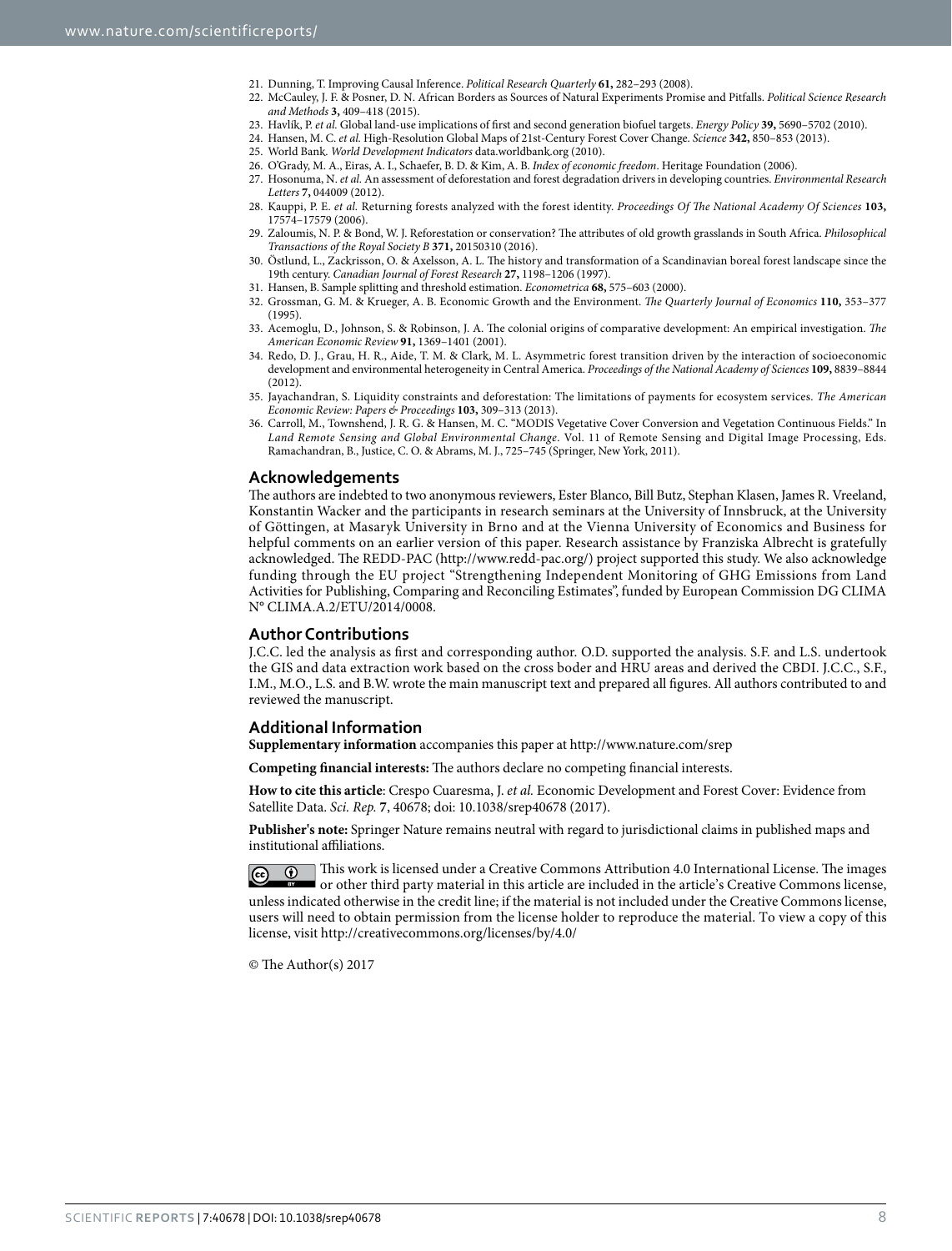21. Dunning, T. Improving Causal Inference. *Political Research Quarterly* **61,** 282–293 (2008).
22. McCauley, J. F. & Posner, D. N. African Borders as Sources of Natural Experiments Promise and Pitfalls. *Political Science Research and Methods* **3,** 409–418 (2015).
23. Havlík, P. *et al.* Global land-use implications of first and second generation biofuel targets. *Energy Policy* **39,** 5690–5702 (2010).
24. Hansen, M. C. *et al.* High-Resolution Global Maps of 21st-Century Forest Cover Change. *Science* **342,** 850–853 (2013).
25. World Bank. *World Development Indicators* data.worldbank.org (2010).
26. O'Grady, M. A., Eiras, A. I., Schaefer, B. D. & Kim, A. B. *Index of economic freedom*. Heritage Foundation (2006).
27. Hosonuma, N. *et al.* An assessment of deforestation and forest degradation drivers in developing countries. *Environmental Research Letters* **7,** 044009 (2012).
28. Kauppi, P. E. *et al.* Returning forests analyzed with the forest identity. *Proceedings Of The National Academy Of Sciences* **103,** 17574–17579 (2006).
29. Zaloumis, N. P. & Bond, W. J. Reforestation or conservation? The attributes of old growth grasslands in South Africa. *Philosophical Transactions of the Royal Society B* **371,** 20150310 (2016).
30. Östlund, L., Zackrisson, O. & Axelsson, A. L. The history and transformation of a Scandinavian boreal forest landscape since the 19th century. *Canadian Journal of Forest Research* **27,** 1198–1206 (1997).
31. Hansen, B. Sample splitting and threshold estimation. *Econometrica* **68,** 575–603 (2000).
32. Grossman, G. M. & Krueger, A. B. Economic Growth and the Environment. *The Quarterly Journal of Economics* **110,** 353–377 (1995).
33. Acemoglu, D., Johnson, S. & Robinson, J. A. The colonial origins of comparative development: An empirical investigation. *The American Economic Review* **91,** 1369–1401 (2001).
34. Redo, D. J., Grau, H. R., Aide, T. M. & Clark, M. L. Asymmetric forest transition driven by the interaction of socioeconomic development and environmental heterogeneity in Central America. *Proceedings of the National Academy of Sciences* **109,** 8839–8844 (2012).
35. Jayachandran, S. Liquidity constraints and deforestation: The limitations of payments for ecosystem services. *The American Economic Review: Papers & Proceedings* **103,** 309–313 (2013).
36. Carroll, M., Townshend, J. R. G. & Hansen, M. C. "MODIS Vegetative Cover Conversion and Vegetation Continuous Fields." In *Land Remote Sensing and Global Environmental Change*. Vol. 11 of Remote Sensing and Digital Image Processing, Eds. Ramachandran, B., Justice, C. O. & Abrams, M. J., 725–745 (Springer, New York, 2011).

## Acknowledgements

The authors are indebted to two anonymous reviewers, Ester Blanco, Bill Butz, Stephan Klasen, James R. Vreeland, Konstantin Wacker and the participants in research seminars at the University of Innsbruck, at the University of Göttingen, at Masaryk University in Brno and at the Vienna University of Economics and Business for helpful comments on an earlier version of this paper. Research assistance by Franziska Albrecht is gratefully acknowledged. The REDD-PAC (http://www.redd-pac.org/) project supported this study. We also acknowledge funding through the EU project "Strengthening Independent Monitoring of GHG Emissions from Land Activities for Publishing, Comparing and Reconciling Estimates", funded by European Commission DG CLIMA N° CLIMA.A.2/ETU/2014/0008.

## Author Contributions

J.C.C. led the analysis as first and corresponding author. O.D. supported the analysis. S.F. and L.S. undertook the GIS and data extraction work based on the cross boder and HRU areas and derived the CBDI. J.C.C., S.F., I.M., M.O., L.S. and B.W. wrote the main manuscript text and prepared all figures. All authors contributed to and reviewed the manuscript.

## Additional Information

**Supplementary information** accompanies this paper at http://www.nature.com/srep

**Competing financial interests:** The authors declare no competing financial interests.

**How to cite this article**: Crespo Cuaresma, J. *et al.* Economic Development and Forest Cover: Evidence from Satellite Data. *Sci. Rep.* **7**, 40678; doi: 10.1038/srep40678 (2017).

**Publisher's note:** Springer Nature remains neutral with regard to jurisdictional claims in published maps and institutional affiliations.

This work is licensed under a Creative Commons Attribution 4.0 International License. The images or other third party material in this article are included in the article's Creative Commons license, unless indicated otherwise in the credit line; if the material is not included under the Creative Commons license, users will need to obtain permission from the license holder to reproduce the material. To view a copy of this license, visit http://creativecommons.org/licenses/by/4.0/

© The Author(s) 2017